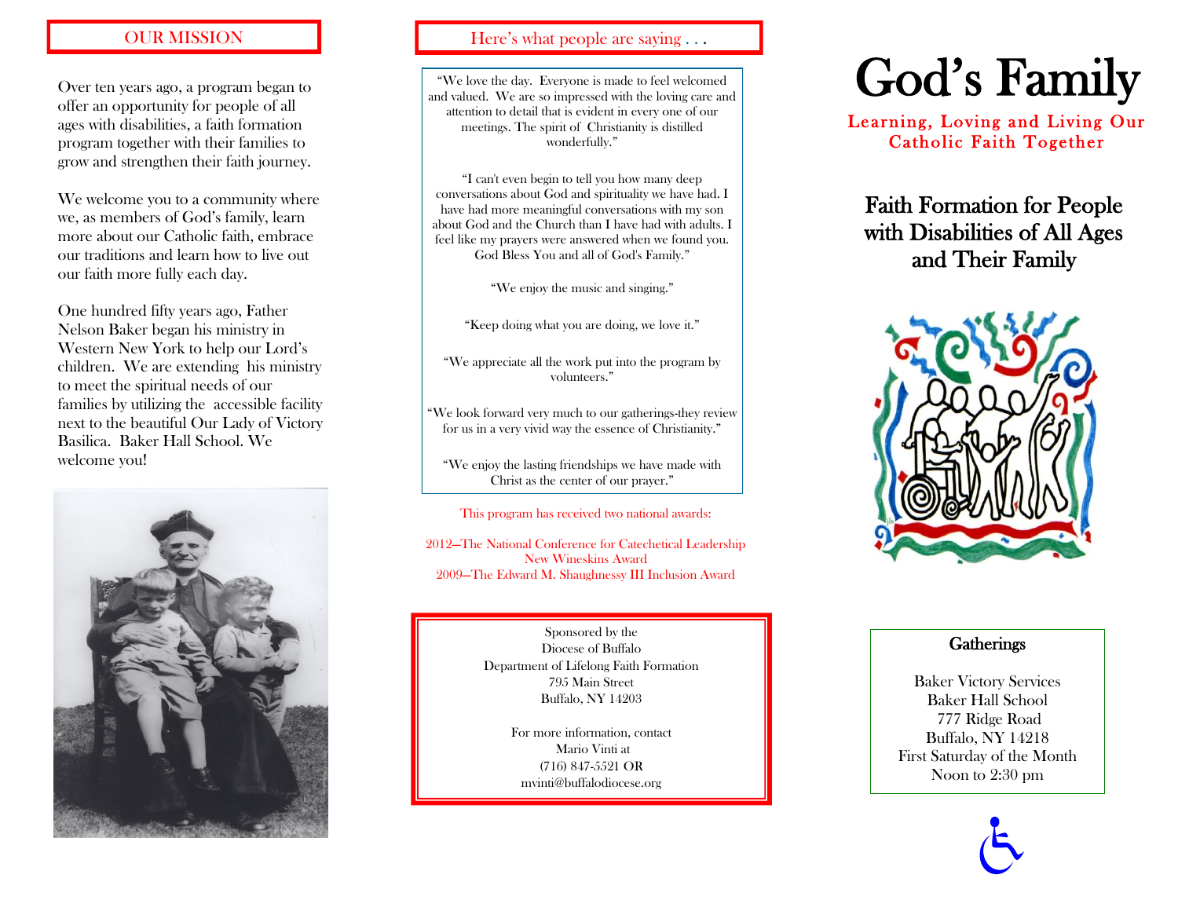## OUR MISSION

Over ten years ago, a program began to offer an opportunity for people of all ages with disabilities, a faith formation program together with their families to grow and strengthen their faith journey.

We welcome you to a community where we, as members of God's family, learn more about our Catholic faith, embrace our traditions and learn how to live out our faith more fully each day.

One hundred fifty years ago, Father Nelson Baker began his ministry in Western New York to help our Lord's children. We are extending his ministry to meet the spiritual needs of our families by utilizing the accessible facility next to the beautiful Our Lady of Victory Basilica. Baker Hall School. We welcome you!

## Here's what people are saying . . .

"We love the day. Everyone is made to feel welcomed and valued. We are so impressed with the loving care and attention to detail that is evident in every one of our meetings. The spirit of Christianity is distilled wonderfully."

"I can't even begin to tell you how many deep conversations about God and spirituality we have had. I have had more meaningful conversations with my son about God and the Church than I have had with adults. I feel like my prayers were answered when we found you. God Bless You and all of God's Family."

"We enjoy the music and singing."

"Keep doing what you are doing, we love it."

"We appreciate all the work put into the program by volunteers."

"We look forward very much to our gatherings-they review for us in a very vivid way the essence of Christianity."

"We enjoy the lasting friendships we have made with Christ as the center of our prayer."

This program has received two national awards:

2012—The National Conference for Catechetical Leadership New Wineskins Award
2009—The Edward M. Shaughnessy III Inclusion Award

Sponsored by the
Diocese of Buffalo
Department of Lifelong Faith Formation
795 Main Street
Buffalo, NY 14203

For more information, contact
Mario Vinti at
(716) 847-5521 OR
mvinti@buffalodiocese.org

# God's Family

**Learning, Loving and Living Our Catholic Faith Together**

## Faith Formation for People with Disabilities of All Ages and Their Family

### Gatherings

Baker Victory Services
Baker Hall School
777 Ridge Road
Buffalo, NY 14218
First Saturday of the Month
Noon to 2:30 pm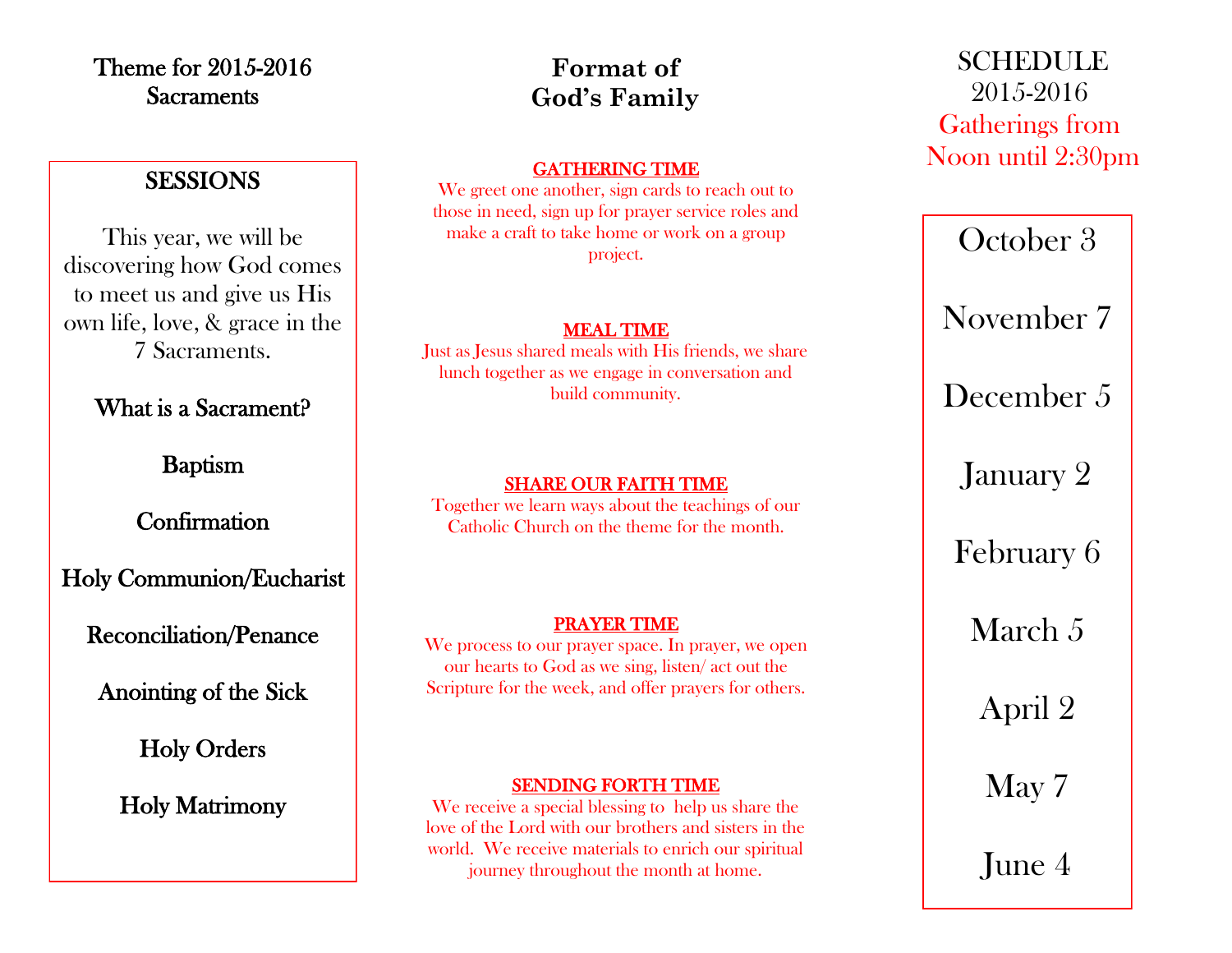## Theme for 2015-2016
## Sacraments

### SESSIONS

This year, we will be discovering how God comes to meet us and give us His own life, love, & grace in the 7 Sacraments.

What is a Sacrament?

Baptism

Confirmation

Holy Communion/Eucharist

Reconciliation/Penance

Anointing of the Sick

Holy Orders

Holy Matrimony

## Format of God's Family

**GATHERING TIME**
We greet one another, sign cards to reach out to those in need, sign up for prayer service roles and make a craft to take home or work on a group project.

**MEAL TIME**
Just as Jesus shared meals with His friends, we share lunch together as we engage in conversation and build community.

**SHARE OUR FAITH TIME**
Together we learn ways about the teachings of our Catholic Church on the theme for the month.

**PRAYER TIME**
We process to our prayer space. In prayer, we open our hearts to God as we sing, listen/ act out the Scripture for the week, and offer prayers for others.

**SENDING FORTH TIME**
We receive a special blessing to help us share the love of the Lord with our brothers and sisters in the world. We receive materials to enrich our spiritual journey throughout the month at home.

## SCHEDULE
## 2015-2016

Gatherings from Noon until 2:30pm

October 3

November 7

December 5

January 2

February 6

March 5

April 2

May 7

June 4